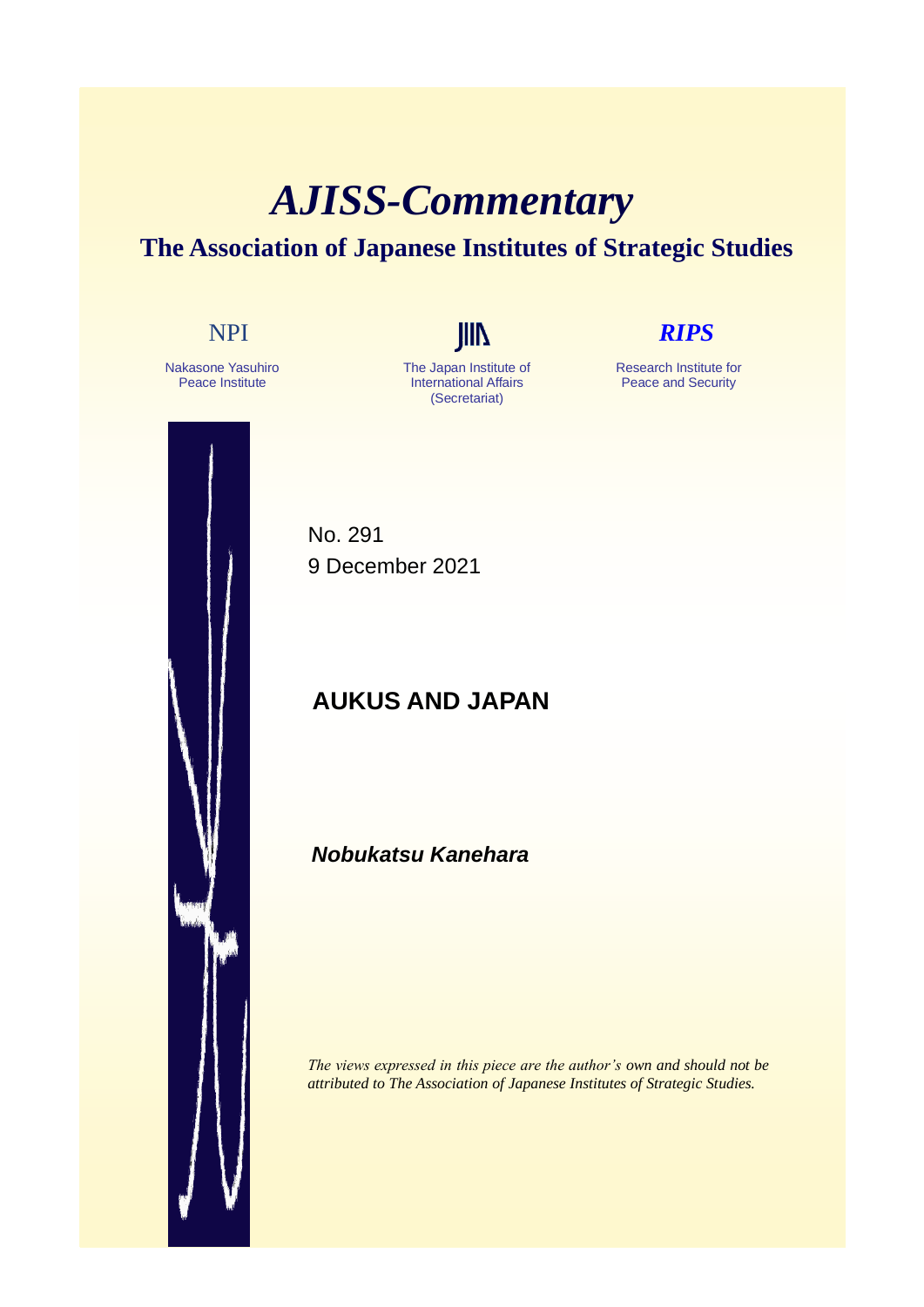# *AJISS-Commentary*

## The Association of Japanese Institutes of Strategic Studies

NPI
Nakasone Yasuhiro
Peace Institute

JIIA
The Japan Institute of
International Affairs
(Secretariat)

*RIPS*
Research Institute for
Peace and Security

No. 291
9 December 2021

# AUKUS AND JAPAN

***Nobukatsu Kanehara***

*The views expressed in this piece are the author's own and should not be attributed to The Association of Japanese Institutes of Strategic Studies.*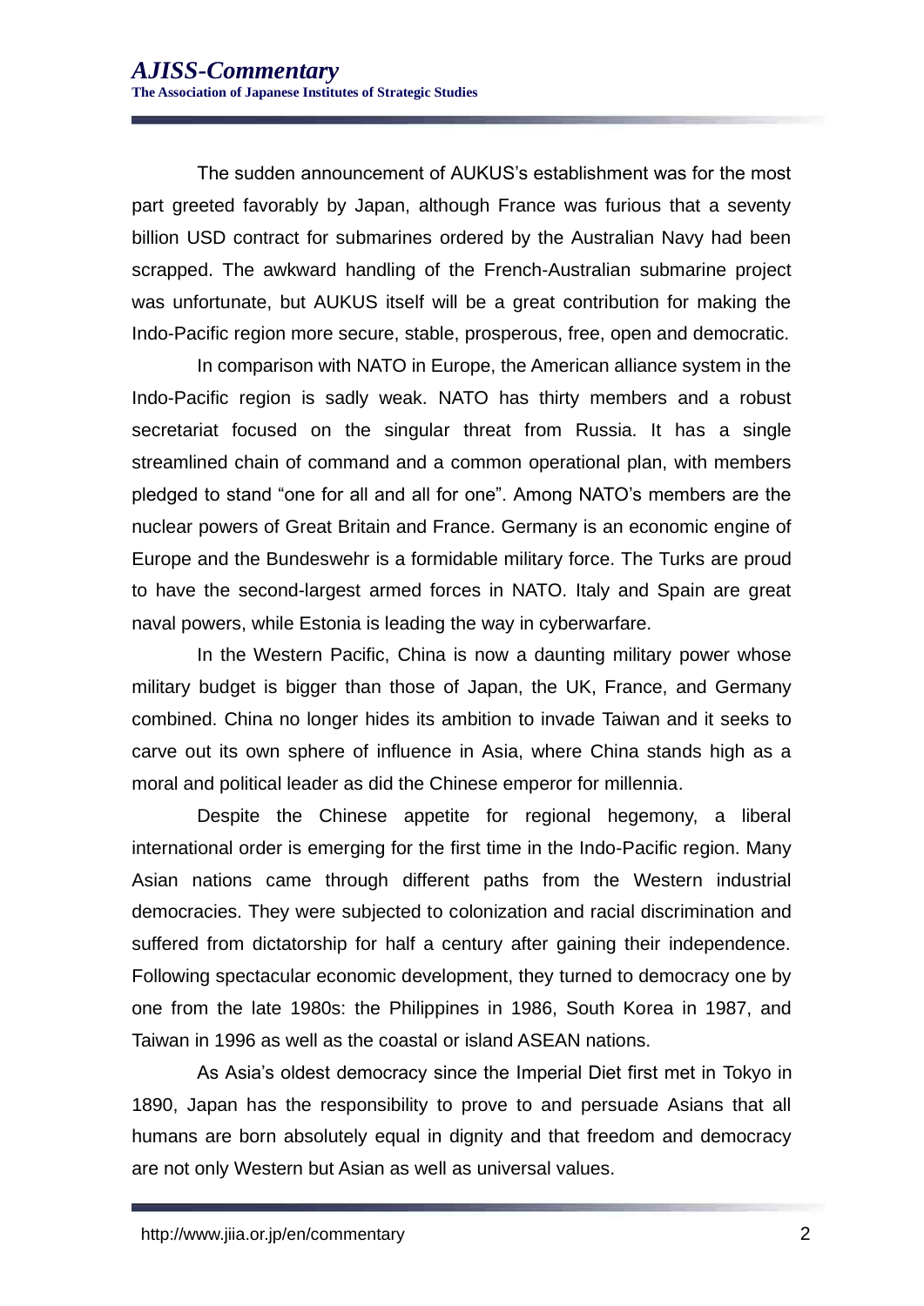The sudden announcement of AUKUS's establishment was for the most part greeted favorably by Japan, although France was furious that a seventy billion USD contract for submarines ordered by the Australian Navy had been scrapped. The awkward handling of the French-Australian submarine project was unfortunate, but AUKUS itself will be a great contribution for making the Indo-Pacific region more secure, stable, prosperous, free, open and democratic.

In comparison with NATO in Europe, the American alliance system in the Indo-Pacific region is sadly weak. NATO has thirty members and a robust secretariat focused on the singular threat from Russia. It has a single streamlined chain of command and a common operational plan, with members pledged to stand "one for all and all for one". Among NATO's members are the nuclear powers of Great Britain and France. Germany is an economic engine of Europe and the Bundeswehr is a formidable military force. The Turks are proud to have the second-largest armed forces in NATO. Italy and Spain are great naval powers, while Estonia is leading the way in cyberwarfare.

In the Western Pacific, China is now a daunting military power whose military budget is bigger than those of Japan, the UK, France, and Germany combined. China no longer hides its ambition to invade Taiwan and it seeks to carve out its own sphere of influence in Asia, where China stands high as a moral and political leader as did the Chinese emperor for millennia.

Despite the Chinese appetite for regional hegemony, a liberal international order is emerging for the first time in the Indo-Pacific region. Many Asian nations came through different paths from the Western industrial democracies. They were subjected to colonization and racial discrimination and suffered from dictatorship for half a century after gaining their independence. Following spectacular economic development, they turned to democracy one by one from the late 1980s: the Philippines in 1986, South Korea in 1987, and Taiwan in 1996 as well as the coastal or island ASEAN nations.

As Asia's oldest democracy since the Imperial Diet first met in Tokyo in 1890, Japan has the responsibility to prove to and persuade Asians that all humans are born absolutely equal in dignity and that freedom and democracy are not only Western but Asian as well as universal values.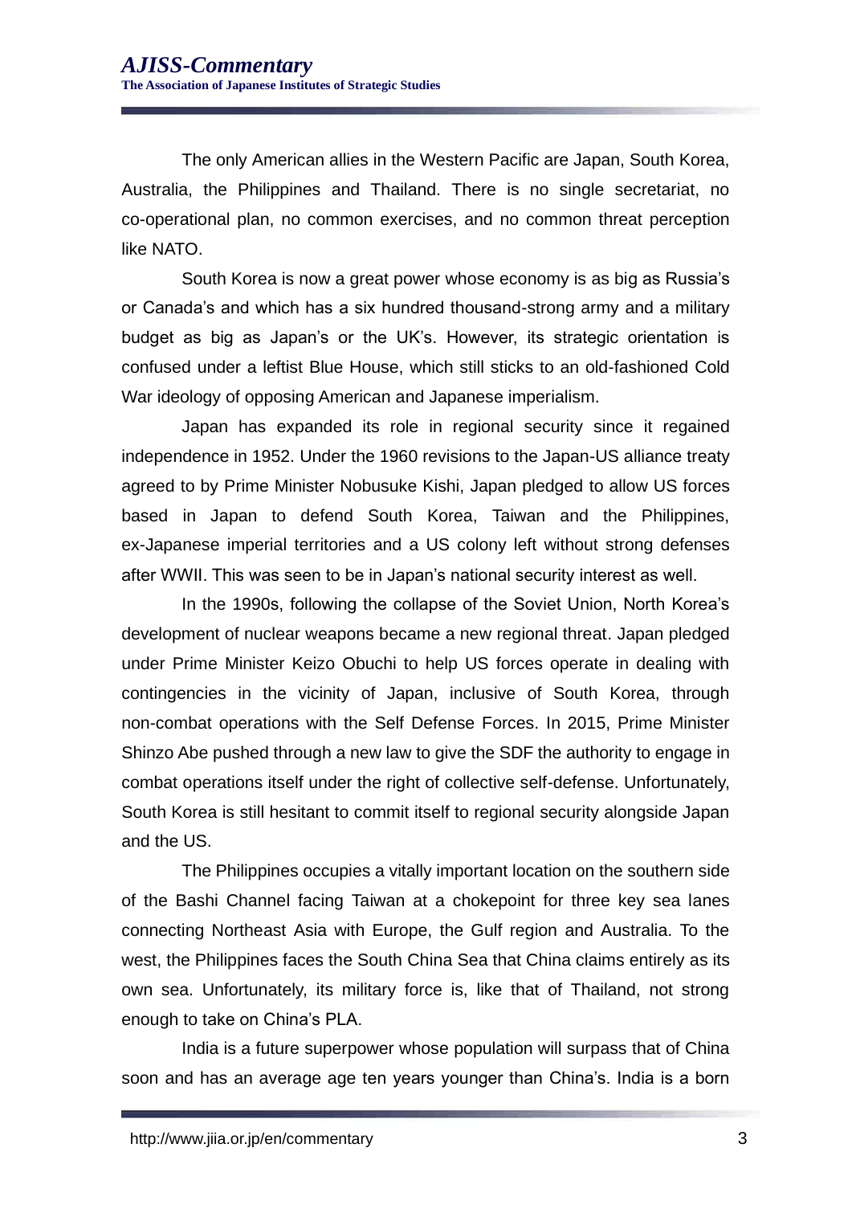The only American allies in the Western Pacific are Japan, South Korea, Australia, the Philippines and Thailand. There is no single secretariat, no co-operational plan, no common exercises, and no common threat perception like NATO.

South Korea is now a great power whose economy is as big as Russia's or Canada's and which has a six hundred thousand-strong army and a military budget as big as Japan's or the UK's. However, its strategic orientation is confused under a leftist Blue House, which still sticks to an old-fashioned Cold War ideology of opposing American and Japanese imperialism.

Japan has expanded its role in regional security since it regained independence in 1952. Under the 1960 revisions to the Japan-US alliance treaty agreed to by Prime Minister Nobusuke Kishi, Japan pledged to allow US forces based in Japan to defend South Korea, Taiwan and the Philippines, ex-Japanese imperial territories and a US colony left without strong defenses after WWII. This was seen to be in Japan's national security interest as well.

In the 1990s, following the collapse of the Soviet Union, North Korea's development of nuclear weapons became a new regional threat. Japan pledged under Prime Minister Keizo Obuchi to help US forces operate in dealing with contingencies in the vicinity of Japan, inclusive of South Korea, through non-combat operations with the Self Defense Forces. In 2015, Prime Minister Shinzo Abe pushed through a new law to give the SDF the authority to engage in combat operations itself under the right of collective self-defense. Unfortunately, South Korea is still hesitant to commit itself to regional security alongside Japan and the US.

The Philippines occupies a vitally important location on the southern side of the Bashi Channel facing Taiwan at a chokepoint for three key sea lanes connecting Northeast Asia with Europe, the Gulf region and Australia. To the west, the Philippines faces the South China Sea that China claims entirely as its own sea. Unfortunately, its military force is, like that of Thailand, not strong enough to take on China's PLA.

India is a future superpower whose population will surpass that of China soon and has an average age ten years younger than China's. India is a born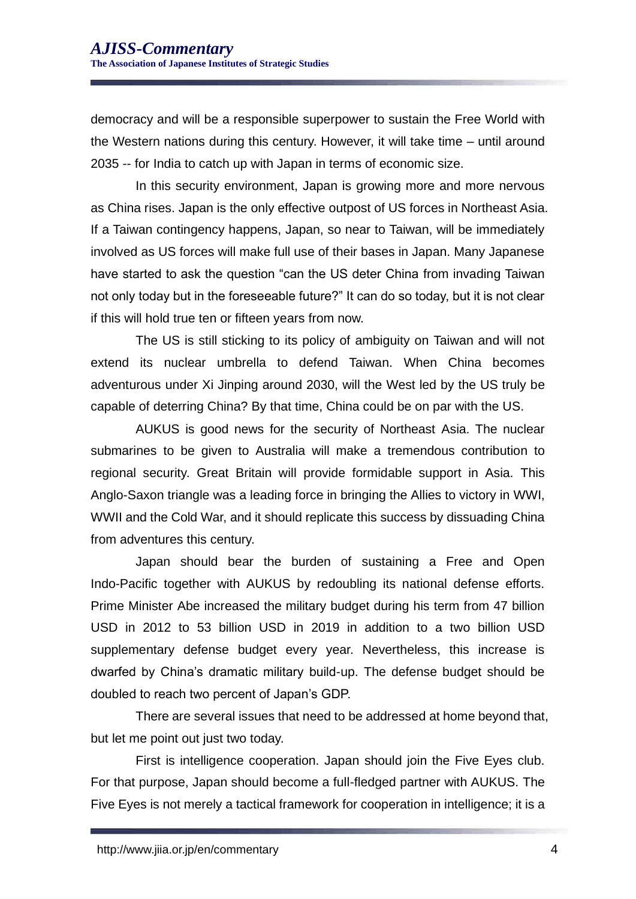democracy and will be a responsible superpower to sustain the Free World with the Western nations during this century. However, it will take time – until around 2035 -- for India to catch up with Japan in terms of economic size.

In this security environment, Japan is growing more and more nervous as China rises. Japan is the only effective outpost of US forces in Northeast Asia. If a Taiwan contingency happens, Japan, so near to Taiwan, will be immediately involved as US forces will make full use of their bases in Japan. Many Japanese have started to ask the question "can the US deter China from invading Taiwan not only today but in the foreseeable future?" It can do so today, but it is not clear if this will hold true ten or fifteen years from now.

The US is still sticking to its policy of ambiguity on Taiwan and will not extend its nuclear umbrella to defend Taiwan. When China becomes adventurous under Xi Jinping around 2030, will the West led by the US truly be capable of deterring China? By that time, China could be on par with the US.

AUKUS is good news for the security of Northeast Asia. The nuclear submarines to be given to Australia will make a tremendous contribution to regional security. Great Britain will provide formidable support in Asia. This Anglo-Saxon triangle was a leading force in bringing the Allies to victory in WWI, WWII and the Cold War, and it should replicate this success by dissuading China from adventures this century.

Japan should bear the burden of sustaining a Free and Open Indo-Pacific together with AUKUS by redoubling its national defense efforts. Prime Minister Abe increased the military budget during his term from 47 billion USD in 2012 to 53 billion USD in 2019 in addition to a two billion USD supplementary defense budget every year. Nevertheless, this increase is dwarfed by China's dramatic military build-up. The defense budget should be doubled to reach two percent of Japan's GDP.

There are several issues that need to be addressed at home beyond that, but let me point out just two today.

First is intelligence cooperation. Japan should join the Five Eyes club. For that purpose, Japan should become a full-fledged partner with AUKUS. The Five Eyes is not merely a tactical framework for cooperation in intelligence; it is a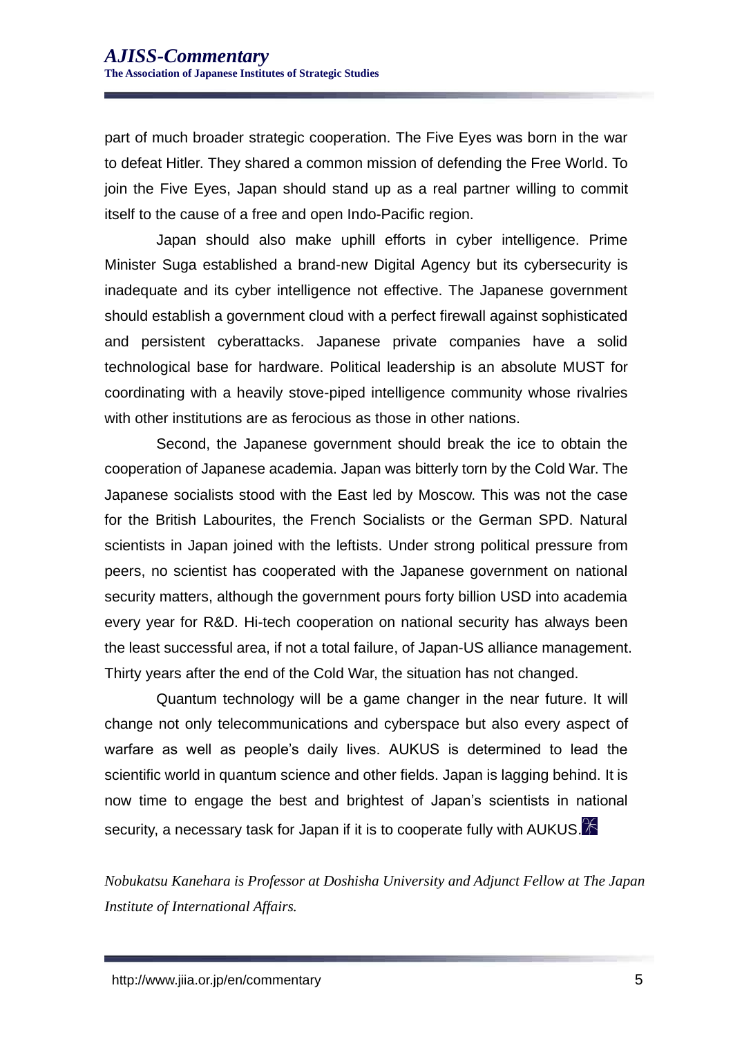part of much broader strategic cooperation. The Five Eyes was born in the war to defeat Hitler. They shared a common mission of defending the Free World. To join the Five Eyes, Japan should stand up as a real partner willing to commit itself to the cause of a free and open Indo-Pacific region.

Japan should also make uphill efforts in cyber intelligence. Prime Minister Suga established a brand-new Digital Agency but its cybersecurity is inadequate and its cyber intelligence not effective. The Japanese government should establish a government cloud with a perfect firewall against sophisticated and persistent cyberattacks. Japanese private companies have a solid technological base for hardware. Political leadership is an absolute MUST for coordinating with a heavily stove-piped intelligence community whose rivalries with other institutions are as ferocious as those in other nations.

Second, the Japanese government should break the ice to obtain the cooperation of Japanese academia. Japan was bitterly torn by the Cold War. The Japanese socialists stood with the East led by Moscow. This was not the case for the British Labourites, the French Socialists or the German SPD. Natural scientists in Japan joined with the leftists. Under strong political pressure from peers, no scientist has cooperated with the Japanese government on national security matters, although the government pours forty billion USD into academia every year for R&D. Hi-tech cooperation on national security has always been the least successful area, if not a total failure, of Japan-US alliance management. Thirty years after the end of the Cold War, the situation has not changed.

Quantum technology will be a game changer in the near future. It will change not only telecommunications and cyberspace but also every aspect of warfare as well as people's daily lives. AUKUS is determined to lead the scientific world in quantum science and other fields. Japan is lagging behind. It is now time to engage the best and brightest of Japan's scientists in national security, a necessary task for Japan if it is to cooperate fully with AUKUS.

*Nobukatsu Kanehara is Professor at Doshisha University and Adjunct Fellow at The Japan Institute of International Affairs.*